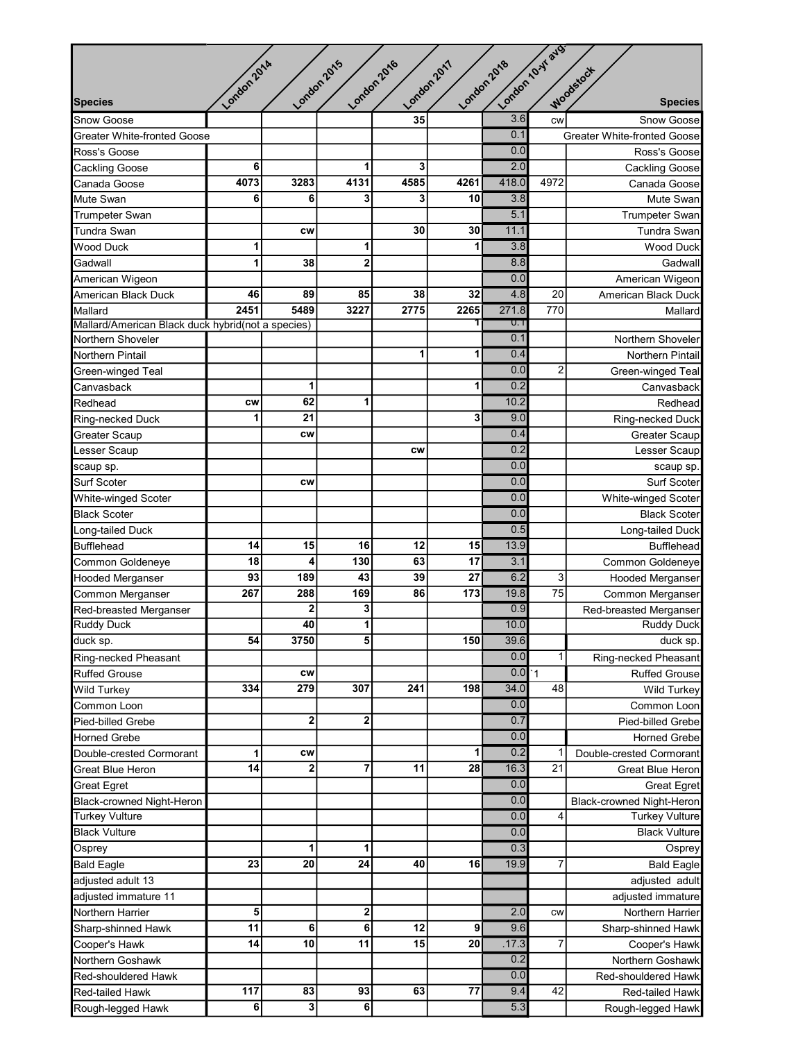| Species | London 2014 | London 2015 | London 2016 | London 2017 | London 2018 | London 10-yr avg. | Woodstock | Species |
|---|---|---|---|---|---|---|---|---|
| Snow Goose | | | | 35 | | 3.6 | cw | Snow Goose |
| Greater White-fronted Goose | | | | | | 0.1 | | Greater White-fronted Goose |
| Ross's Goose | | | | | | 0.0 | | Ross's Goose |
| Cackling Goose | 6 | | 1 | 3 | | 2.0 | | Cackling Goose |
| Canada Goose | 4073 | 3283 | 4131 | 4585 | 4261 | 418.0 | 4972 | Canada Goose |
| Mute Swan | 6 | 6 | 3 | 3 | 10 | 3.8 | | Mute Swan |
| Trumpeter Swan | | | | | | 5.1 | | Trumpeter Swan |
| Tundra Swan | | cw | | 30 | 30 | 11.1 | | Tundra Swan |
| Wood Duck | 1 | | 1 | | 1 | 3.8 | | Wood Duck |
| Gadwall | 1 | 38 | 2 | | | 8.8 | | Gadwall |
| American Wigeon | | | | | | 0.0 | | American Wigeon |
| American Black Duck | 46 | 89 | 85 | 38 | 32 | 4.8 | 20 | American Black Duck |
| Mallard | 2451 | 5489 | 3227 | 2775 | 2265 | 271.8 | 770 | Mallard |
| Mallard/American Black duck hybrid(not a species) | | | | | 1 | 0.1 | | |
| Northern Shoveler | | | | | | 0.1 | | Northern Shoveler |
| Northern Pintail | | | | 1 | 1 | 0.4 | | Northern Pintail |
| Green-winged Teal | | | | | | 0.0 | 2 | Green-winged Teal |
| Canvasback | | 1 | | | 1 | 0.2 | | Canvasback |
| Redhead | cw | 62 | 1 | | | 10.2 | | Redhead |
| Ring-necked Duck | 1 | 21 | | | 3 | 9.0 | | Ring-necked Duck |
| Greater Scaup | | cw | | | | 0.4 | | Greater Scaup |
| Lesser Scaup | | | | cw | | 0.2 | | Lesser Scaup |
| scaup sp. | | | | | | 0.0 | | scaup sp. |
| Surf Scoter | | cw | | | | 0.0 | | Surf Scoter |
| White-winged Scoter | | | | | | 0.0 | | White-winged Scoter |
| Black Scoter | | | | | | 0.0 | | Black Scoter |
| Long-tailed Duck | | | | | | 0.5 | | Long-tailed Duck |
| Bufflehead | 14 | 15 | 16 | 12 | 15 | 13.9 | | Bufflehead |
| Common Goldeneye | 18 | 4 | 130 | 63 | 17 | 3.1 | | Common Goldeneye |
| Hooded Merganser | 93 | 189 | 43 | 39 | 27 | 6.2 | 3 | Hooded Merganser |
| Common Merganser | 267 | 288 | 169 | 86 | 173 | 19.8 | 75 | Common Merganser |
| Red-breasted Merganser | | 2 | 3 | | | 0.9 | | Red-breasted Merganser |
| Ruddy Duck | | 40 | 1 | | | 10.0 | | Ruddy Duck |
| duck sp. | 54 | 3750 | 5 | | 150 | 39.6 | | duck sp. |
| Ring-necked Pheasant | | | | | | 0.0 | 1 | Ring-necked Pheasant |
| Ruffed Grouse | | cw | | | | 0.0 | `1 | Ruffed Grouse |
| Wild Turkey | 334 | 279 | 307 | 241 | 198 | 34.0 | 48 | Wild Turkey |
| Common Loon | | | | | | 0.0 | | Common Loon |
| Pied-billed Grebe | | 2 | 2 | | | 0.7 | | Pied-billed Grebe |
| Horned Grebe | | | | | | 0.0 | | Horned Grebe |
| Double-crested Cormorant | 1 | cw | | | 1 | 0.2 | 1 | Double-crested Cormorant |
| Great Blue Heron | 14 | 2 | 7 | 11 | 28 | 16.3 | 21 | Great Blue Heron |
| Great Egret | | | | | | 0.0 | | Great Egret |
| Black-crowned Night-Heron | | | | | | 0.0 | | Black-crowned Night-Heron |
| Turkey Vulture | | | | | | 0.0 | 4 | Turkey Vulture |
| Black Vulture | | | | | | 0.0 | | Black Vulture |
| Osprey | | 1 | 1 | | | 0.3 | | Osprey |
| Bald Eagle | 23 | 20 | 24 | 40 | 16 | 19.9 | 7 | Bald Eagle |
| adjusted adult 13 | | | | | | | | adjusted adult |
| adjusted immature 11 | | | | | | | | adjusted immature |
| Northern Harrier | 5 | | 2 | | | 2.0 | cw | Northern Harrier |
| Sharp-shinned Hawk | 11 | 6 | 6 | 12 | 9 | 9.6 | | Sharp-shinned Hawk |
| Cooper's Hawk | 14 | 10 | 11 | 15 | 20 | .17.3 | 7 | Cooper's Hawk |
| Northern Goshawk | | | | | | 0.2 | | Northern Goshawk |
| Red-shouldered Hawk | | | | | | 0.0 | | Red-shouldered Hawk |
| Red-tailed Hawk | 117 | 83 | 93 | 63 | 77 | 9.4 | 42 | Red-tailed Hawk |
| Rough-legged Hawk | 6 | 3 | 6 | | | 5.3 | | Rough-legged Hawk |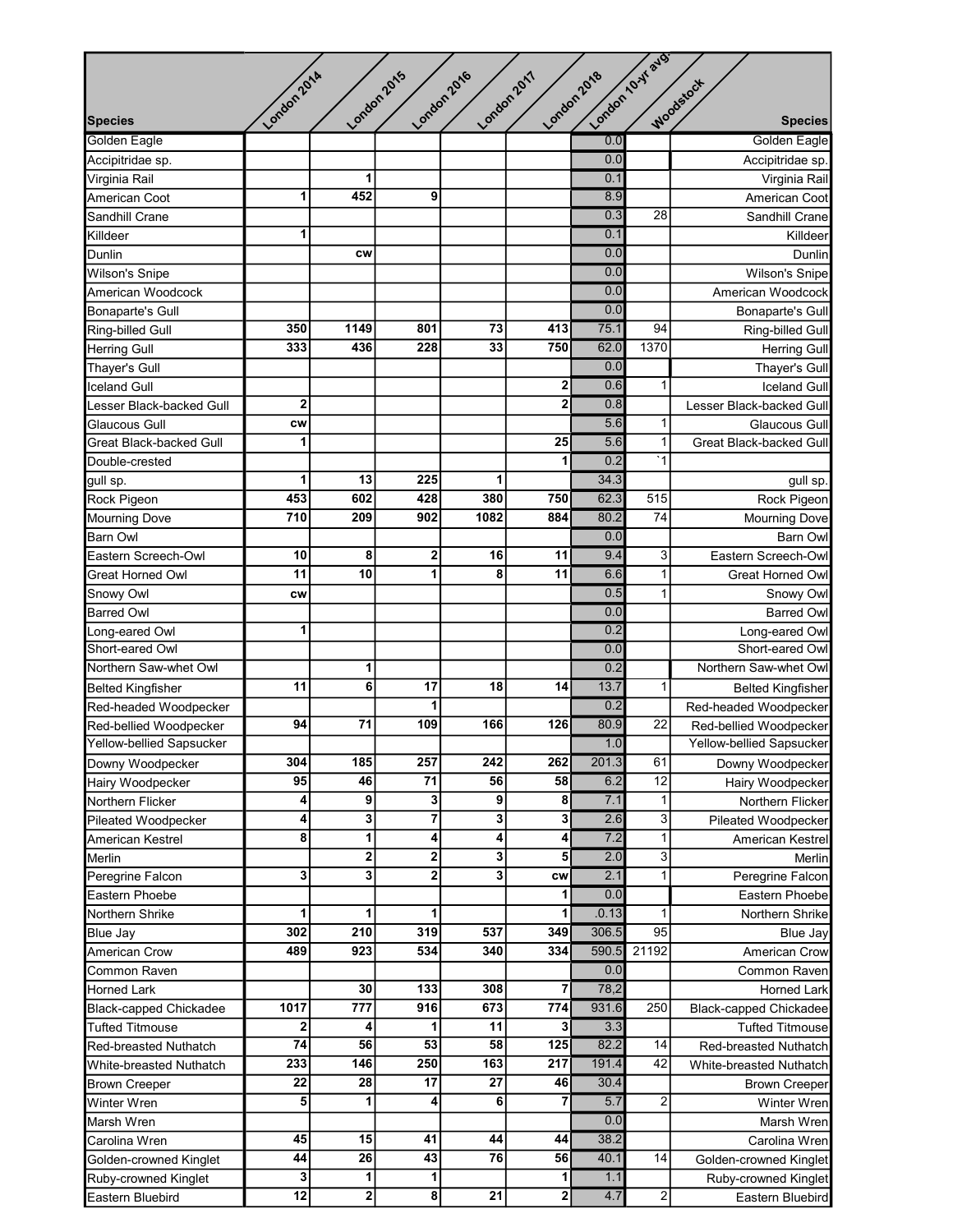| Species | London 2014 | London 2015 | London 2016 | London 2017 | London 2018 | London 10-yr avg. | Woodstock | Species |
|---|---|---|---|---|---|---|---|---|
| Golden Eagle | | | | | | 0.0 | | Golden Eagle |
| Accipitridae sp. | | | | | | 0.0 | | Accipitridae sp. |
| Virginia Rail | | 1 | | | | 0.1 | | Virginia Rail |
| American Coot | 1 | 452 | 9 | | | 8.9 | | American Coot |
| Sandhill Crane | | | | | | 0.3 | 28 | Sandhill Crane |
| Killdeer | 1 | | | | | 0.1 | | Killdeer |
| Dunlin | | cw | | | | 0.0 | | Dunlin |
| Wilson's Snipe | | | | | | 0.0 | | Wilson's Snipe |
| American Woodcock | | | | | | 0.0 | | American Woodcock |
| Bonaparte's Gull | | | | | | 0.0 | | Bonaparte's Gull |
| Ring-billed Gull | 350 | 1149 | 801 | 73 | 413 | 75.1 | 94 | Ring-billed Gull |
| Herring Gull | 333 | 436 | 228 | 33 | 750 | 62.0 | 1370 | Herring Gull |
| Thayer's Gull | | | | | | 0.0 | | Thayer's Gull |
| Iceland Gull | | | | | 2 | 0.6 | 1 | Iceland Gull |
| Lesser Black-backed Gull | 2 | | | | 2 | 0.8 | | Lesser Black-backed Gull |
| Glaucous Gull | cw | | | | | 5.6 | 1 | Glaucous Gull |
| Great Black-backed Gull | 1 | | | | 25 | 5.6 | 1 | Great Black-backed Gull |
| Double-crested | | | | | 1 | 0.2 | `1 | |
| gull sp. | 1 | 13 | 225 | 1 | | 34.3 | | gull sp. |
| Rock Pigeon | 453 | 602 | 428 | 380 | 750 | 62.3 | 515 | Rock Pigeon |
| Mourning Dove | 710 | 209 | 902 | 1082 | 884 | 80.2 | 74 | Mourning Dove |
| Barn Owl | | | | | | 0.0 | | Barn Owl |
| Eastern Screech-Owl | 10 | 8 | 2 | 16 | 11 | 9.4 | 3 | Eastern Screech-Owl |
| Great Horned Owl | 11 | 10 | 1 | 8 | 11 | 6.6 | 1 | Great Horned Owl |
| Snowy Owl | cw | | | | | 0.5 | 1 | Snowy Owl |
| Barred Owl | | | | | | 0.0 | | Barred Owl |
| Long-eared Owl | 1 | | | | | 0.2 | | Long-eared Owl |
| Short-eared Owl | | | | | | 0.0 | | Short-eared Owl |
| Northern Saw-whet Owl | | 1 | | | | 0.2 | | Northern Saw-whet Owl |
| Belted Kingfisher | 11 | 6 | 17 | 18 | 14 | 13.7 | 1 | Belted Kingfisher |
| Red-headed Woodpecker | | | 1 | | | 0.2 | | Red-headed Woodpecker |
| Red-bellied Woodpecker | 94 | 71 | 109 | 166 | 126 | 80.9 | 22 | Red-bellied Woodpecker |
| Yellow-bellied Sapsucker | | | | | | 1.0 | | Yellow-bellied Sapsucker |
| Downy Woodpecker | 304 | 185 | 257 | 242 | 262 | 201.3 | 61 | Downy Woodpecker |
| Hairy Woodpecker | 95 | 46 | 71 | 56 | 58 | 6.2 | 12 | Hairy Woodpecker |
| Northern Flicker | 4 | 9 | 3 | 9 | 8 | 7.1 | 1 | Northern Flicker |
| Pileated Woodpecker | 4 | 3 | 7 | 3 | 3 | 2.6 | 3 | Pileated Woodpecker |
| American Kestrel | 8 | 1 | 4 | 4 | 4 | 7.2 | 1 | American Kestrel |
| Merlin | | 2 | 2 | 3 | 5 | 2.0 | 3 | Merlin |
| Peregrine Falcon | 3 | 3 | 2 | 3 | cw | 2.1 | 1 | Peregrine Falcon |
| Eastern Phoebe | | | | | 1 | 0.0 | | Eastern Phoebe |
| Northern Shrike | 1 | 1 | 1 | | 1 | .0.13 | 1 | Northern Shrike |
| Blue Jay | 302 | 210 | 319 | 537 | 349 | 306.5 | 95 | Blue Jay |
| American Crow | 489 | 923 | 534 | 340 | 334 | 590.5 | 21192 | American Crow |
| Common Raven | | | | | | 0.0 | | Common Raven |
| Horned Lark | | 30 | 133 | 308 | 7 | 78,2 | | Horned Lark |
| Black-capped Chickadee | 1017 | 777 | 916 | 673 | 774 | 931.6 | 250 | Black-capped Chickadee |
| Tufted Titmouse | 2 | 4 | 1 | 11 | 3 | 3.3 | | Tufted Titmouse |
| Red-breasted Nuthatch | 74 | 56 | 53 | 58 | 125 | 82.2 | 14 | Red-breasted Nuthatch |
| White-breasted Nuthatch | 233 | 146 | 250 | 163 | 217 | 191.4 | 42 | White-breasted Nuthatch |
| Brown Creeper | 22 | 28 | 17 | 27 | 46 | 30.4 | | Brown Creeper |
| Winter Wren | 5 | 1 | 4 | 6 | 7 | 5.7 | 2 | Winter Wren |
| Marsh Wren | | | | | | 0.0 | | Marsh Wren |
| Carolina Wren | 45 | 15 | 41 | 44 | 44 | 38.2 | | Carolina Wren |
| Golden-crowned Kinglet | 44 | 26 | 43 | 76 | 56 | 40.1 | 14 | Golden-crowned Kinglet |
| Ruby-crowned Kinglet | 3 | 1 | 1 | | 1 | 1.1 | | Ruby-crowned Kinglet |
| Eastern Bluebird | 12 | 2 | 8 | 21 | 2 | 4.7 | 2 | Eastern Bluebird |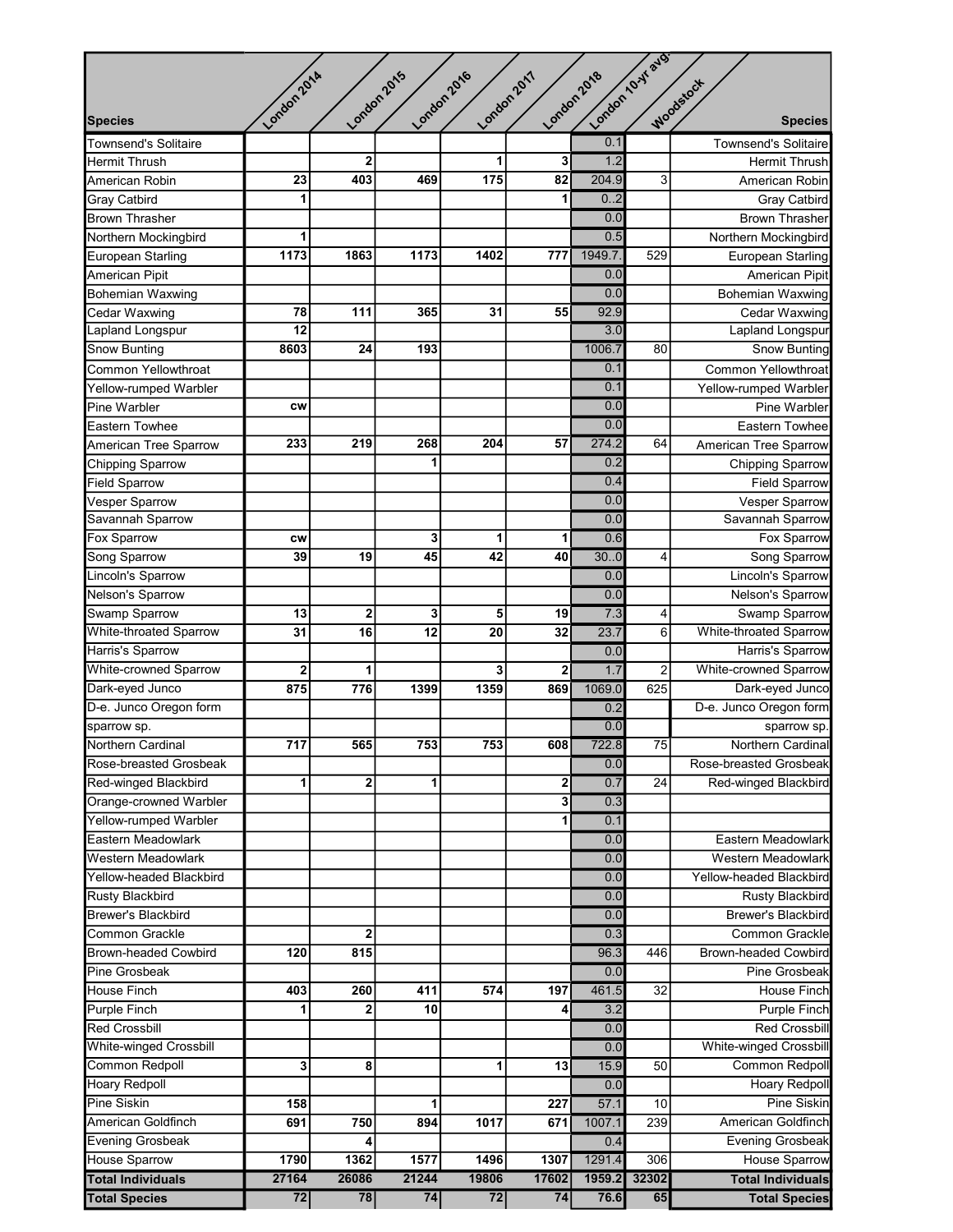| Species | London 2014 | London 2015 | London 2016 | London 2017 | London 2018 | London 10-yr avg. | Woodstock | Species |
|---|---|---|---|---|---|---|---|---|
| Townsend's Solitaire | | | | | | 0.1 | | Townsend's Solitaire |
| Hermit Thrush | | 2 | | 1 | 3 | 1.2 | | Hermit Thrush |
| American Robin | 23 | 403 | 469 | 175 | 82 | 204.9 | 3 | American Robin |
| Gray Catbird | 1 | | | | 1 | 0..2 | | Gray Catbird |
| Brown Thrasher | | | | | | 0.0 | | Brown Thrasher |
| Northern Mockingbird | 1 | | | | | 0.5 | | Northern Mockingbird |
| European Starling | 1173 | 1863 | 1173 | 1402 | 777 | 1949.7. | 529 | European Starling |
| American Pipit | | | | | | 0.0 | | American Pipit |
| Bohemian Waxwing | | | | | | 0.0 | | Bohemian Waxwing |
| Cedar Waxwing | 78 | 111 | 365 | 31 | 55 | 92.9 | | Cedar Waxwing |
| Lapland Longspur | 12 | | | | | 3.0 | | Lapland Longspur |
| Snow Bunting | 8603 | 24 | 193 | | | 1006.7 | 80 | Snow Bunting |
| Common Yellowthroat | | | | | | 0.1 | | Common Yellowthroat |
| Yellow-rumped Warbler | | | | | | 0.1 | | Yellow-rumped Warbler |
| Pine Warbler | cw | | | | | 0.0 | | Pine Warbler |
| Eastern Towhee | | | | | | 0.0 | | Eastern Towhee |
| American Tree Sparrow | 233 | 219 | 268 | 204 | 57 | 274.2 | 64 | American Tree Sparrow |
| Chipping Sparrow | | | 1 | | | 0.2 | | Chipping Sparrow |
| Field Sparrow | | | | | | 0.4 | | Field Sparrow |
| Vesper Sparrow | | | | | | 0.0 | | Vesper Sparrow |
| Savannah Sparrow | | | | | | 0.0 | | Savannah Sparrow |
| Fox Sparrow | cw | | 3 | 1 | 1 | 0.6 | | Fox Sparrow |
| Song Sparrow | 39 | 19 | 45 | 42 | 40 | 30..0 | 4 | Song Sparrow |
| Lincoln's Sparrow | | | | | | 0.0 | | Lincoln's Sparrow |
| Nelson's Sparrow | | | | | | 0.0 | | Nelson's Sparrow |
| Swamp Sparrow | 13 | 2 | 3 | 5 | 19 | 7.3 | 4 | Swamp Sparrow |
| White-throated Sparrow | 31 | 16 | 12 | 20 | 32 | 23.7 | 6 | White-throated Sparrow |
| Harris's Sparrow | | | | | | 0.0 | | Harris's Sparrow |
| White-crowned Sparrow | 2 | 1 | | 3 | 2 | 1.7 | 2 | White-crowned Sparrow |
| Dark-eyed Junco | 875 | 776 | 1399 | 1359 | 869 | 1069.0 | 625 | Dark-eyed Junco |
| D-e. Junco Oregon form | | | | | | 0.2 | | D-e. Junco Oregon form |
| sparrow sp. | | | | | | 0.0 | | sparrow sp. |
| Northern Cardinal | 717 | 565 | 753 | 753 | 608 | 722.8 | 75 | Northern Cardinal |
| Rose-breasted Grosbeak | | | | | | 0.0 | | Rose-breasted Grosbeak |
| Red-winged Blackbird | 1 | 2 | 1 | | 2 | 0.7 | 24 | Red-winged Blackbird |
| Orange-crowned Warbler | | | | | 3 | 0.3 | | |
| Yellow-rumped Warbler | | | | | 1 | 0.1 | | |
| Eastern Meadowlark | | | | | | 0.0 | | Eastern Meadowlark |
| Western Meadowlark | | | | | | 0.0 | | Western Meadowlark |
| Yellow-headed Blackbird | | | | | | 0.0 | | Yellow-headed Blackbird |
| Rusty Blackbird | | | | | | 0.0 | | Rusty Blackbird |
| Brewer's Blackbird | | | | | | 0.0 | | Brewer's Blackbird |
| Common Grackle | | 2 | | | | 0.3 | | Common Grackle |
| Brown-headed Cowbird | 120 | 815 | | | | 96.3 | 446 | Brown-headed Cowbird |
| Pine Grosbeak | | | | | | 0.0 | | Pine Grosbeak |
| House Finch | 403 | 260 | 411 | 574 | 197 | 461.5 | 32 | House Finch |
| Purple Finch | 1 | 2 | 10 | | 4 | 3.2 | | Purple Finch |
| Red Crossbill | | | | | | 0.0 | | Red Crossbill |
| White-winged Crossbill | | | | | | 0.0 | | White-winged Crossbill |
| Common Redpoll | 3 | 8 | | 1 | 13 | 15.9 | 50 | Common Redpoll |
| Hoary Redpoll | | | | | | 0.0 | | Hoary Redpoll |
| Pine Siskin | 158 | | 1 | | 227 | 57.1 | 10 | Pine Siskin |
| American Goldfinch | 691 | 750 | 894 | 1017 | 671 | 1007.1 | 239 | American Goldfinch |
| Evening Grosbeak | | 4 | | | | 0.4 | | Evening Grosbeak |
| House Sparrow | 1790 | 1362 | 1577 | 1496 | 1307 | 1291.4 | 306 | House Sparrow |
| **Total Individuals** | 27164 | 26086 | 21244 | 19806 | 17602 | 1959.2 | 32302 | **Total Individuals** |
| **Total Species** | 72 | 78 | 74 | 72 | 74 | 76.6 | 65 | **Total Species** |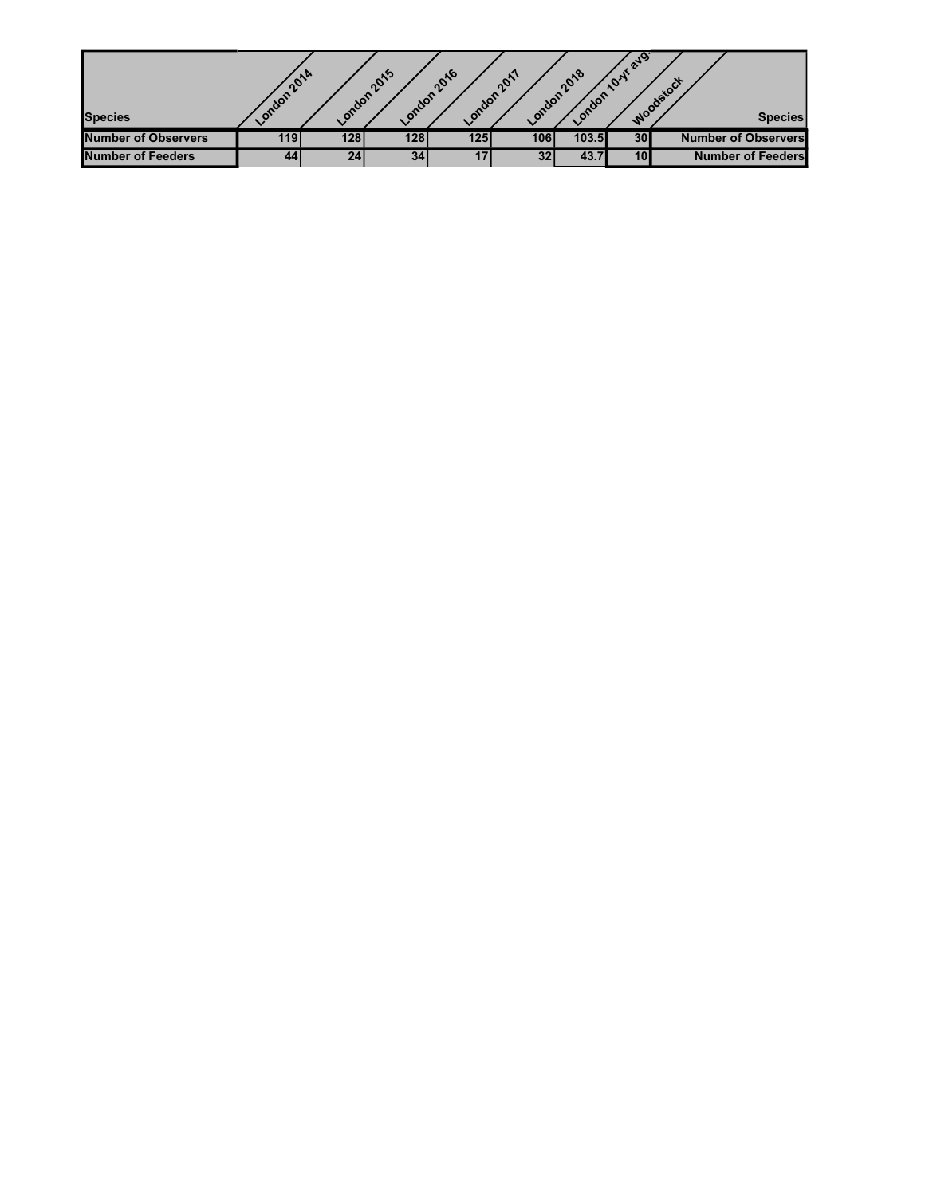| Species | London 2014 | London 2015 | London 2016 | London 2017 | London 2018 | London 10-yr avg. | Woodstock | Species |
|---|---|---|---|---|---|---|---|---|
| Number of Observers | 119 | 128 | 128 | 125 | 106 | 103.5 | 30 | Number of Observers |
| Number of Feeders | 44 | 24 | 34 | 17 | 32 | 43.7 | 10 | Number of Feeders |